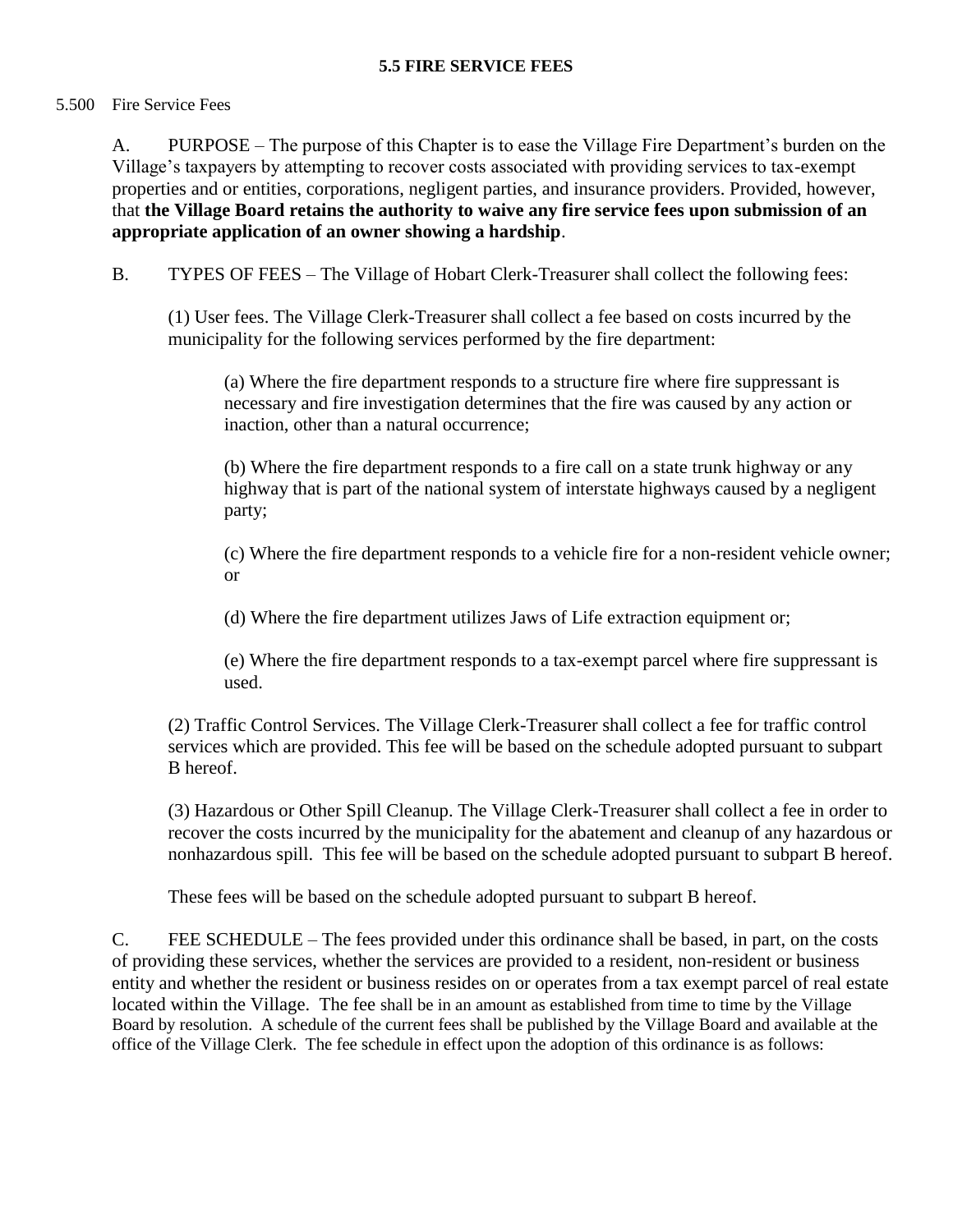# 5.5 FIRE SERVICE FEES

5.500 Fire Service Fees

A. PURPOSE – The purpose of this Chapter is to ease the Village Fire Department's burden on the Village's taxpayers by attempting to recover costs associated with providing services to tax-exempt properties and or entities, corporations, negligent parties, and insurance providers. Provided, however, that **the Village Board retains the authority to waive any fire service fees upon submission of an appropriate application of an owner showing a hardship**.

B. TYPES OF FEES – The Village of Hobart Clerk-Treasurer shall collect the following fees:

(1) User fees. The Village Clerk-Treasurer shall collect a fee based on costs incurred by the municipality for the following services performed by the fire department:

(a) Where the fire department responds to a structure fire where fire suppressant is necessary and fire investigation determines that the fire was caused by any action or inaction, other than a natural occurrence;

(b) Where the fire department responds to a fire call on a state trunk highway or any highway that is part of the national system of interstate highways caused by a negligent party;

(c) Where the fire department responds to a vehicle fire for a non-resident vehicle owner; or

(d) Where the fire department utilizes Jaws of Life extraction equipment or;

(e) Where the fire department responds to a tax-exempt parcel where fire suppressant is used.

(2) Traffic Control Services. The Village Clerk-Treasurer shall collect a fee for traffic control services which are provided. This fee will be based on the schedule adopted pursuant to subpart B hereof.

(3) Hazardous or Other Spill Cleanup. The Village Clerk-Treasurer shall collect a fee in order to recover the costs incurred by the municipality for the abatement and cleanup of any hazardous or nonhazardous spill. This fee will be based on the schedule adopted pursuant to subpart B hereof.

These fees will be based on the schedule adopted pursuant to subpart B hereof.

C. FEE SCHEDULE – The fees provided under this ordinance shall be based, in part, on the costs of providing these services, whether the services are provided to a resident, non-resident or business entity and whether the resident or business resides on or operates from a tax exempt parcel of real estate located within the Village. The fee shall be in an amount as established from time to time by the Village Board by resolution. A schedule of the current fees shall be published by the Village Board and available at the office of the Village Clerk. The fee schedule in effect upon the adoption of this ordinance is as follows: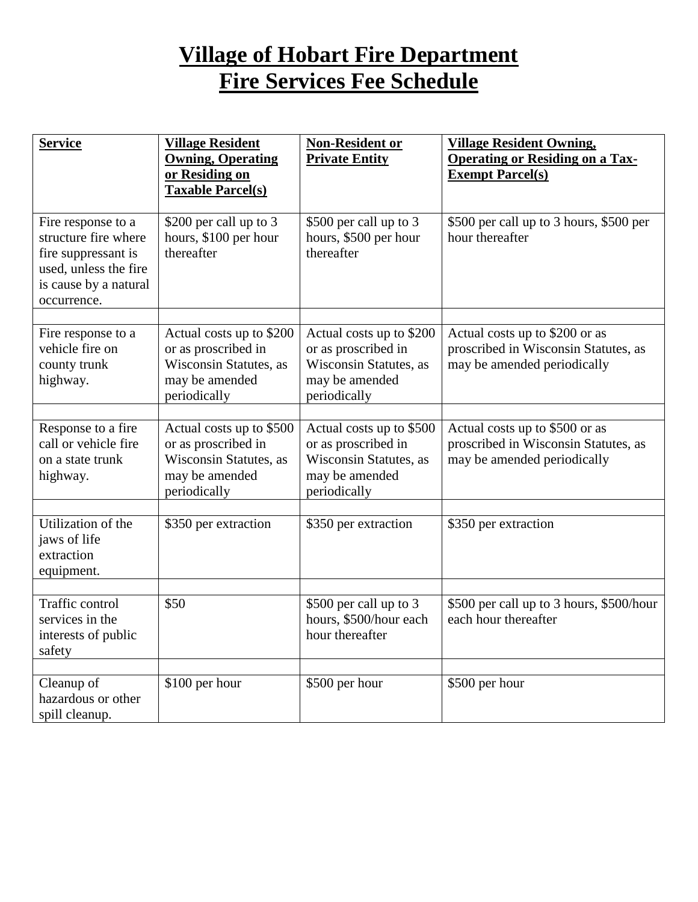# Village of Hobart Fire Department
# Fire Services Fee Schedule

| **Service** | **Village Resident Owning, Operating or Residing on Taxable Parcel(s)** | **Non-Resident or Private Entity** | **Village Resident Owning, Operating or Residing on a Tax-Exempt Parcel(s)** |
|---|---|---|---|
| Fire response to a structure fire where fire suppressant is used, unless the fire is cause by a natural occurrence. | $200 per call up to 3 hours, $100 per hour thereafter | $500 per call up to 3 hours, $500 per hour thereafter | $500 per call up to 3 hours, $500 per hour thereafter |
| | | | |
| Fire response to a vehicle fire on county trunk highway. | Actual costs up to $200 or as proscribed in Wisconsin Statutes, as may be amended periodically | Actual costs up to $200 or as proscribed in Wisconsin Statutes, as may be amended periodically | Actual costs up to $200 or as proscribed in Wisconsin Statutes, as may be amended periodically |
| | | | |
| Response to a fire call or vehicle fire on a state trunk highway. | Actual costs up to $500 or as proscribed in Wisconsin Statutes, as may be amended periodically | Actual costs up to $500 or as proscribed in Wisconsin Statutes, as may be amended periodically | Actual costs up to $500 or as proscribed in Wisconsin Statutes, as may be amended periodically |
| | | | |
| Utilization of the jaws of life extraction equipment. | $350 per extraction | $350 per extraction | $350 per extraction |
| | | | |
| Traffic control services in the interests of public safety | $50 | $500 per call up to 3 hours, $500/hour each hour thereafter | $500 per call up to 3 hours, $500/hour each hour thereafter |
| | | | |
| Cleanup of hazardous or other spill cleanup. | $100 per hour | $500 per hour | $500 per hour |